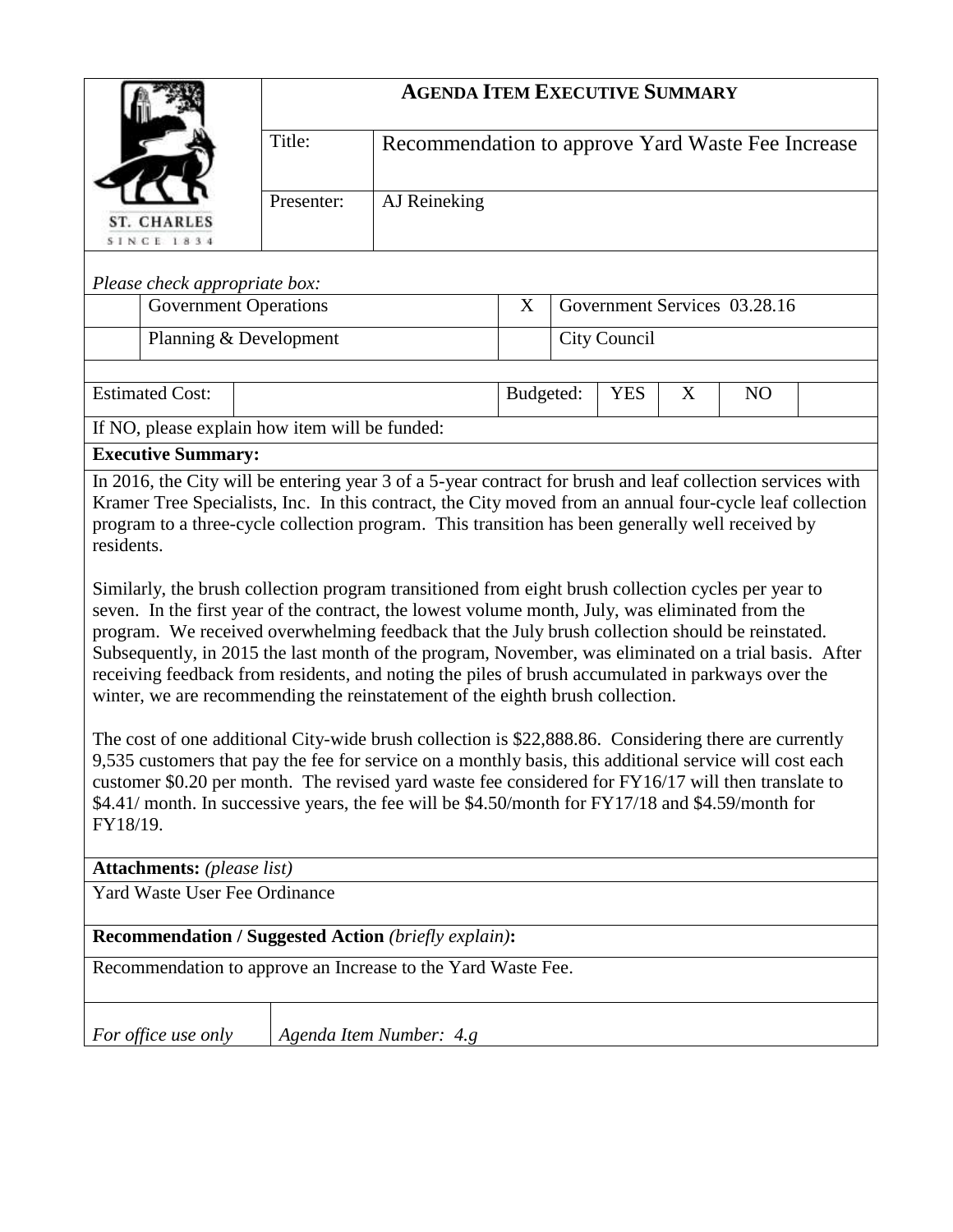# AGENDA ITEM EXECUTIVE SUMMARY

ST. CHARLES
SINCE 1834

| | |
|---|---|
| Title: | Recommendation to approve Yard Waste Fee Increase |
| Presenter: | AJ Reineking |

*Please check appropriate box:*

| | | | |
|---|---|---|---|
| | Government Operations | X | Government Services 03.28.16 |
| | Planning & Development | | City Council |

| Estimated Cost: | | Budgeted: | YES | X | NO | |
|---|---|---|---|---|---|---|

If NO, please explain how item will be funded:

**Executive Summary:**

In 2016, the City will be entering year 3 of a 5-year contract for brush and leaf collection services with Kramer Tree Specialists, Inc. In this contract, the City moved from an annual four-cycle leaf collection program to a three-cycle collection program. This transition has been generally well received by residents.

Similarly, the brush collection program transitioned from eight brush collection cycles per year to seven. In the first year of the contract, the lowest volume month, July, was eliminated from the program. We received overwhelming feedback that the July brush collection should be reinstated. Subsequently, in 2015 the last month of the program, November, was eliminated on a trial basis. After receiving feedback from residents, and noting the piles of brush accumulated in parkways over the winter, we are recommending the reinstatement of the eighth brush collection.

The cost of one additional City-wide brush collection is $22,888.86. Considering there are currently 9,535 customers that pay the fee for service on a monthly basis, this additional service will cost each customer $0.20 per month. The revised yard waste fee considered for FY16/17 will then translate to $4.41/ month. In successive years, the fee will be $4.50/month for FY17/18 and $4.59/month for FY18/19.

**Attachments:** *(please list)*

Yard Waste User Fee Ordinance

**Recommendation / Suggested Action** *(briefly explain)***:**

Recommendation to approve an Increase to the Yard Waste Fee.

| *For office use only* | *Agenda Item Number: 4.g* |
|---|---|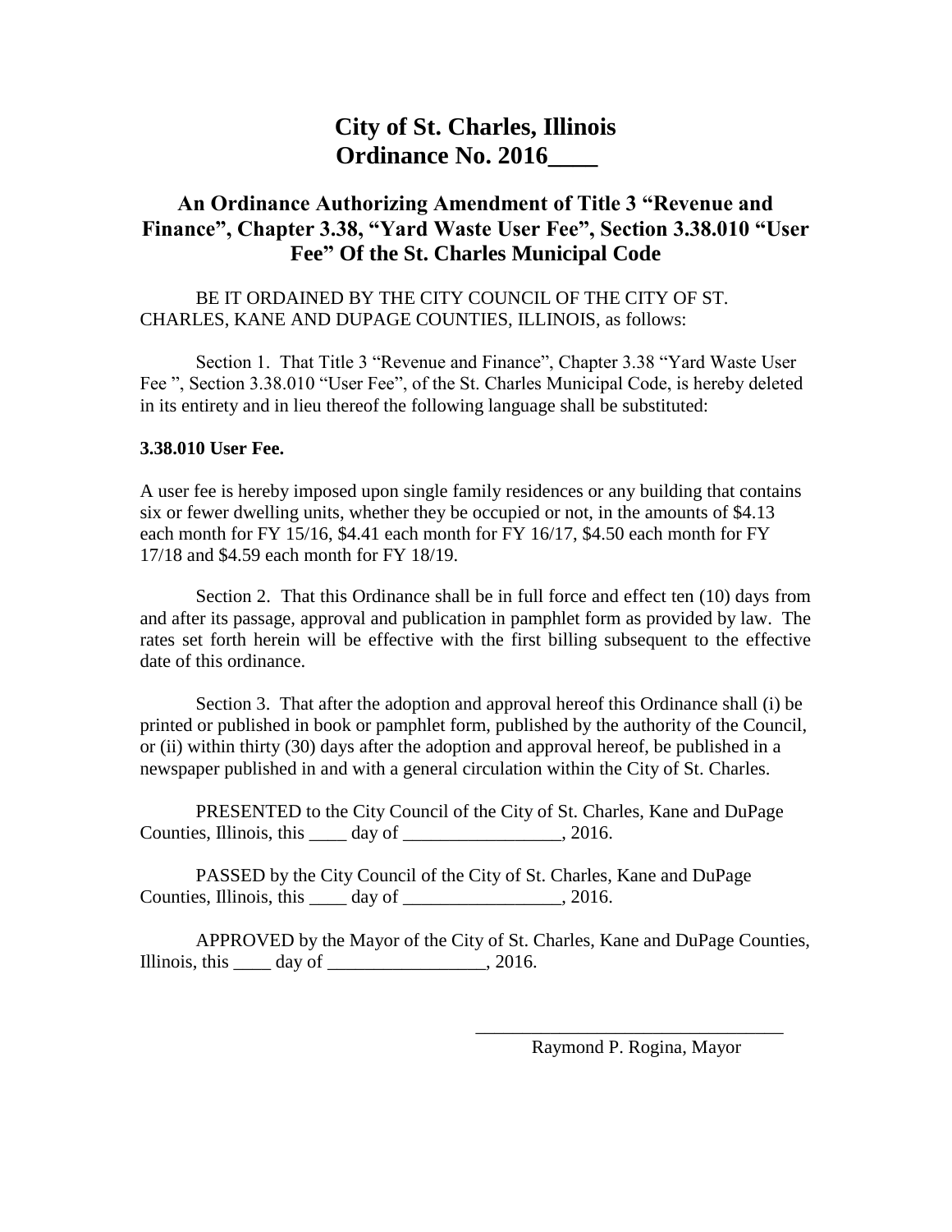# City of St. Charles, Illinois
# Ordinance No. 2016____

## An Ordinance Authorizing Amendment of Title 3 "Revenue and Finance", Chapter 3.38, "Yard Waste User Fee", Section 3.38.010 "User Fee" Of the St. Charles Municipal Code

BE IT ORDAINED BY THE CITY COUNCIL OF THE CITY OF ST. CHARLES, KANE AND DUPAGE COUNTIES, ILLINOIS, as follows:

Section 1. That Title 3 "Revenue and Finance", Chapter 3.38 "Yard Waste User Fee ", Section 3.38.010 "User Fee", of the St. Charles Municipal Code, is hereby deleted in its entirety and in lieu thereof the following language shall be substituted:

**3.38.010 User Fee.**

A user fee is hereby imposed upon single family residences or any building that contains six or fewer dwelling units, whether they be occupied or not, in the amounts of $4.13 each month for FY 15/16, $4.41 each month for FY 16/17, $4.50 each month for FY 17/18 and $4.59 each month for FY 18/19.

Section 2. That this Ordinance shall be in full force and effect ten (10) days from and after its passage, approval and publication in pamphlet form as provided by law. The rates set forth herein will be effective with the first billing subsequent to the effective date of this ordinance.

Section 3. That after the adoption and approval hereof this Ordinance shall (i) be printed or published in book or pamphlet form, published by the authority of the Council, or (ii) within thirty (30) days after the adoption and approval hereof, be published in a newspaper published in and with a general circulation within the City of St. Charles.

PRESENTED to the City Council of the City of St. Charles, Kane and DuPage Counties, Illinois, this ____ day of _________________, 2016.

PASSED by the City Council of the City of St. Charles, Kane and DuPage Counties, Illinois, this ____ day of _________________, 2016.

APPROVED by the Mayor of the City of St. Charles, Kane and DuPage Counties, Illinois, this ____ day of _________________, 2016.

_________________________________
Raymond P. Rogina, Mayor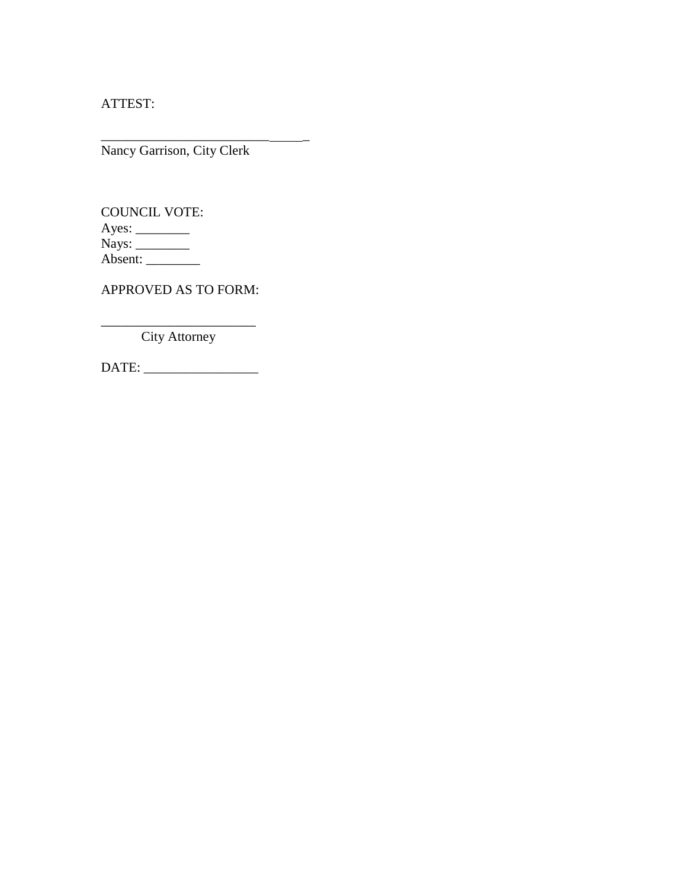ATTEST:

______________________________
Nancy Garrison, City Clerk

COUNCIL VOTE:
Ayes: ________
Nays: ________
Absent: ________

APPROVED AS TO FORM:

________________________
City Attorney

DATE: _________________